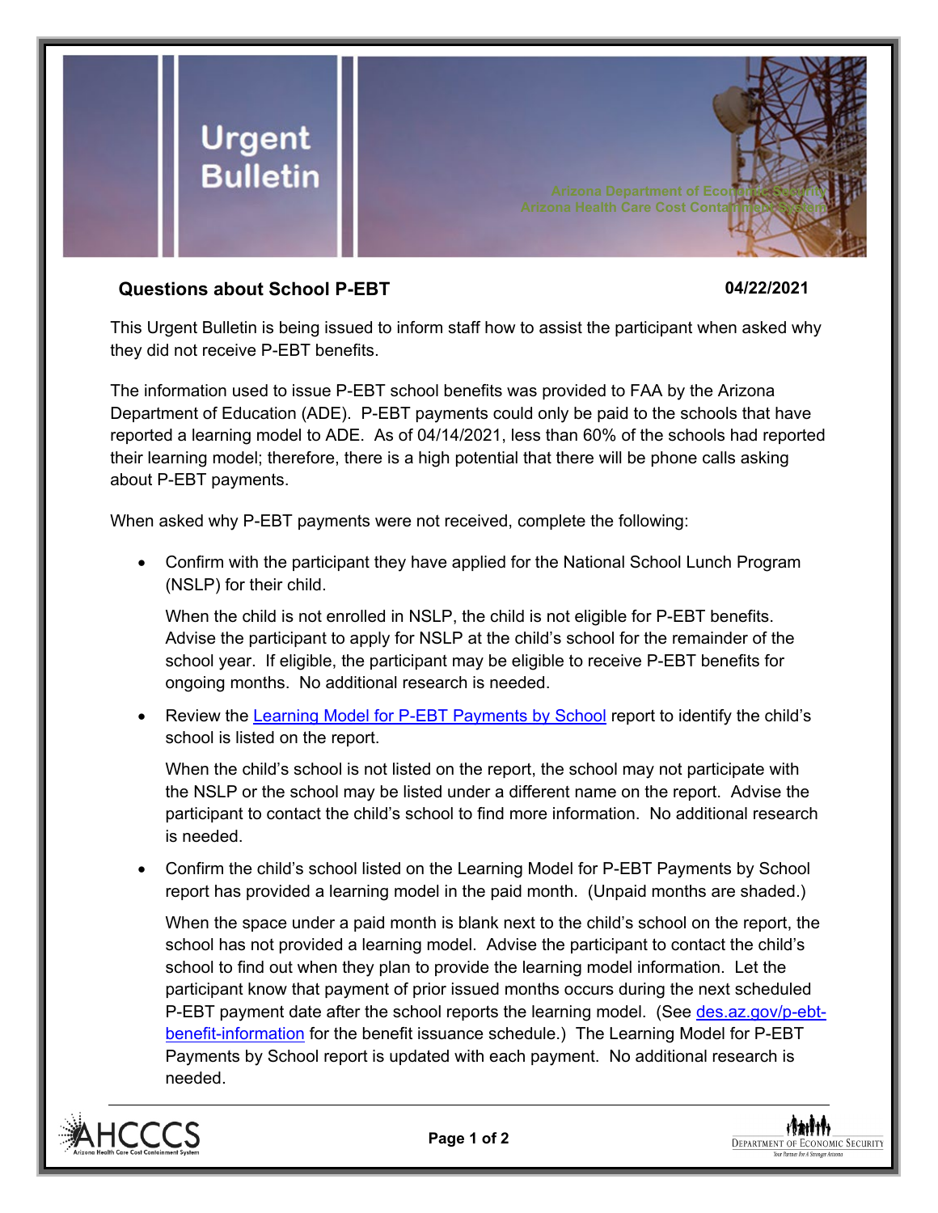Urgent Bulletin

Arizona Department of Economic Security
Arizona Health Care Cost Containment System

## Questions about School P-EBT

**04/22/2021**

This Urgent Bulletin is being issued to inform staff how to assist the participant when asked why they did not receive P-EBT benefits.

The information used to issue P-EBT school benefits was provided to FAA by the Arizona Department of Education (ADE). P-EBT payments could only be paid to the schools that have reported a learning model to ADE. As of 04/14/2021, less than 60% of the schools had reported their learning model; therefore, there is a high potential that there will be phone calls asking about P-EBT payments.

When asked why P-EBT payments were not received, complete the following:

- Confirm with the participant they have applied for the National School Lunch Program (NSLP) for their child.

  When the child is not enrolled in NSLP, the child is not eligible for P-EBT benefits. Advise the participant to apply for NSLP at the child's school for the remainder of the school year. If eligible, the participant may be eligible to receive P-EBT benefits for ongoing months. No additional research is needed.

- Review the Learning Model for P-EBT Payments by School report to identify the child's school is listed on the report.

  When the child's school is not listed on the report, the school may not participate with the NSLP or the school may be listed under a different name on the report. Advise the participant to contact the child's school to find more information. No additional research is needed.

- Confirm the child's school listed on the Learning Model for P-EBT Payments by School report has provided a learning model in the paid month. (Unpaid months are shaded.)

  When the space under a paid month is blank next to the child's school on the report, the school has not provided a learning model. Advise the participant to contact the child's school to find out when they plan to provide the learning model information. Let the participant know that payment of prior issued months occurs during the next scheduled P-EBT payment date after the school reports the learning model. (See des.az.gov/p-ebt-benefit-information for the benefit issuance schedule.) The Learning Model for P-EBT Payments by School report is updated with each payment. No additional research is needed.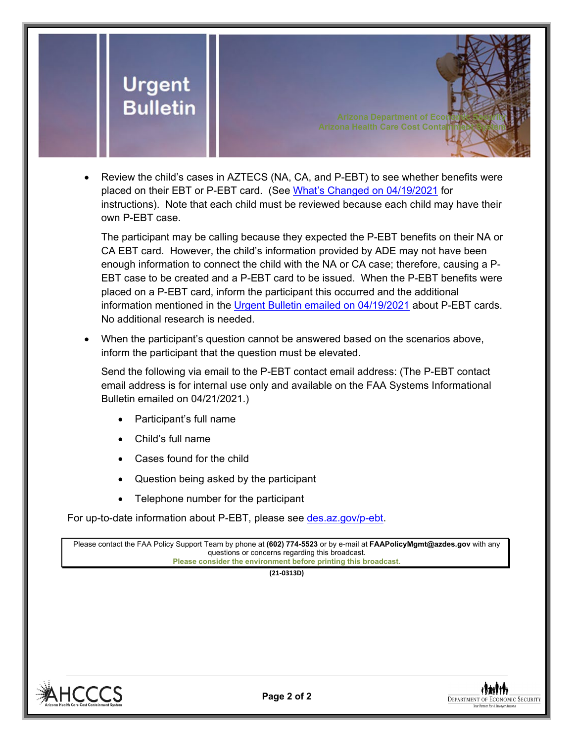- Review the child's cases in AZTECS (NA, CA, and P-EBT) to see whether benefits were placed on their EBT or P-EBT card. (See What's Changed on 04/19/2021 for instructions). Note that each child must be reviewed because each child may have their own P-EBT case.

  The participant may be calling because they expected the P-EBT benefits on their NA or CA EBT card. However, the child's information provided by ADE may not have been enough information to connect the child with the NA or CA case; therefore, causing a P-EBT case to be created and a P-EBT card to be issued. When the P-EBT benefits were placed on a P-EBT card, inform the participant this occurred and the additional information mentioned in the Urgent Bulletin emailed on 04/19/2021 about P-EBT cards. No additional research is needed.

- When the participant's question cannot be answered based on the scenarios above, inform the participant that the question must be elevated.

  Send the following via email to the P-EBT contact email address: (The P-EBT contact email address is for internal use only and available on the FAA Systems Informational Bulletin emailed on 04/21/2021.)

  - Participant's full name
  - Child's full name
  - Cases found for the child
  - Question being asked by the participant
  - Telephone number for the participant

For up-to-date information about P-EBT, please see des.az.gov/p-ebt.

Please contact the FAA Policy Support Team by phone at **(602) 774-5523** or by e-mail at **FAAPolicyMgmt@azdes.gov** with any questions or concerns regarding this broadcast.
**Please consider the environment before printing this broadcast.**

**(21-0313D)**